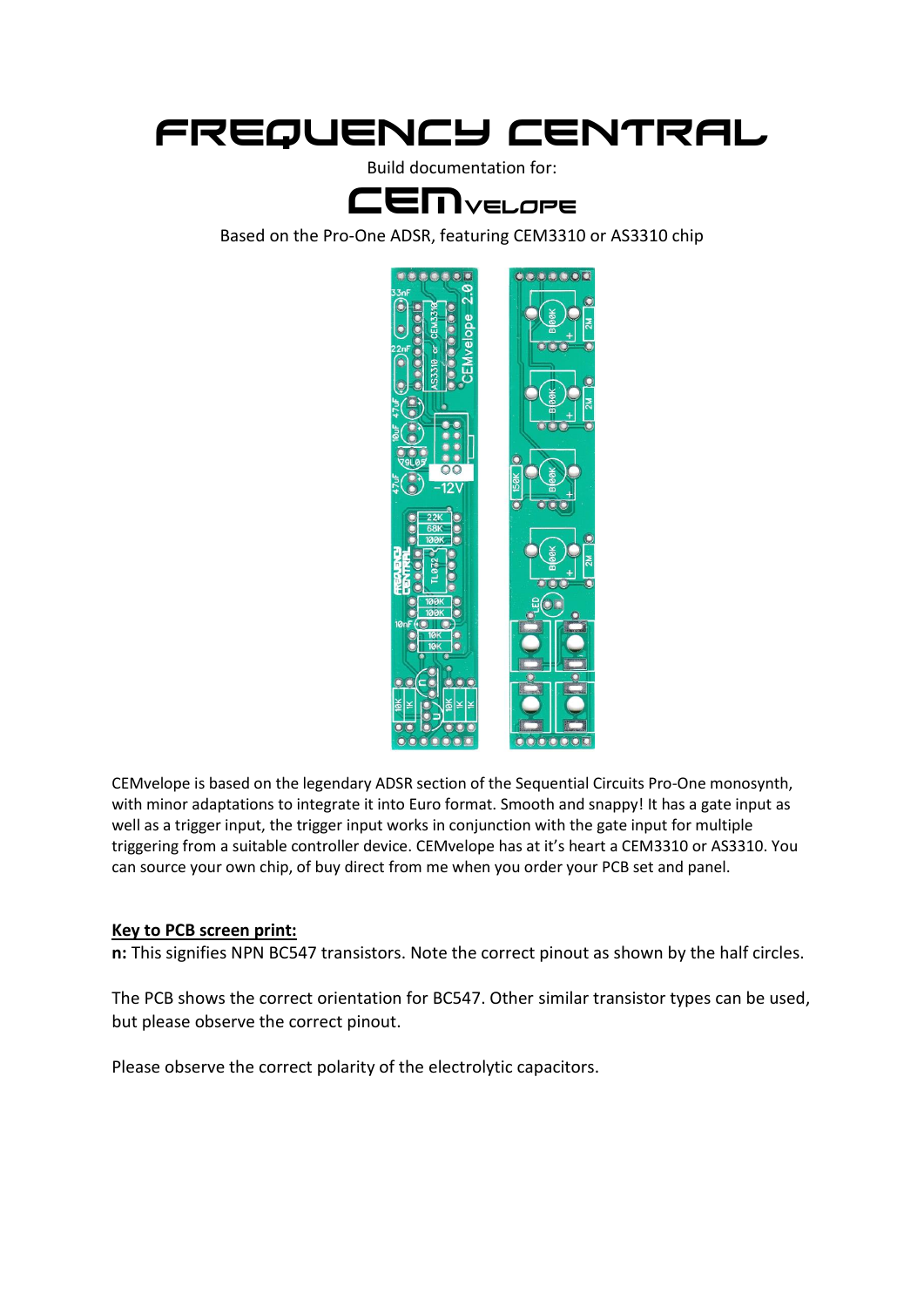# FREQUENCY CENTRAL

Build documentation for:

## CEMvelope

Based on the Pro-One ADSR, featuring CEM3310 or AS3310 chip

CEMvelope is based on the legendary ADSR section of the Sequential Circuits Pro-One monosynth, with minor adaptations to integrate it into Euro format. Smooth and snappy! It has a gate input as well as a trigger input, the trigger input works in conjunction with the gate input for multiple triggering from a suitable controller device. CEMvelope has at it's heart a CEM3310 or AS3310. You can source your own chip, of buy direct from me when you order your PCB set and panel.

**Key to PCB screen print:**

**n:** This signifies NPN BC547 transistors. Note the correct pinout as shown by the half circles.

The PCB shows the correct orientation for BC547. Other similar transistor types can be used, but please observe the correct pinout.

Please observe the correct polarity of the electrolytic capacitors.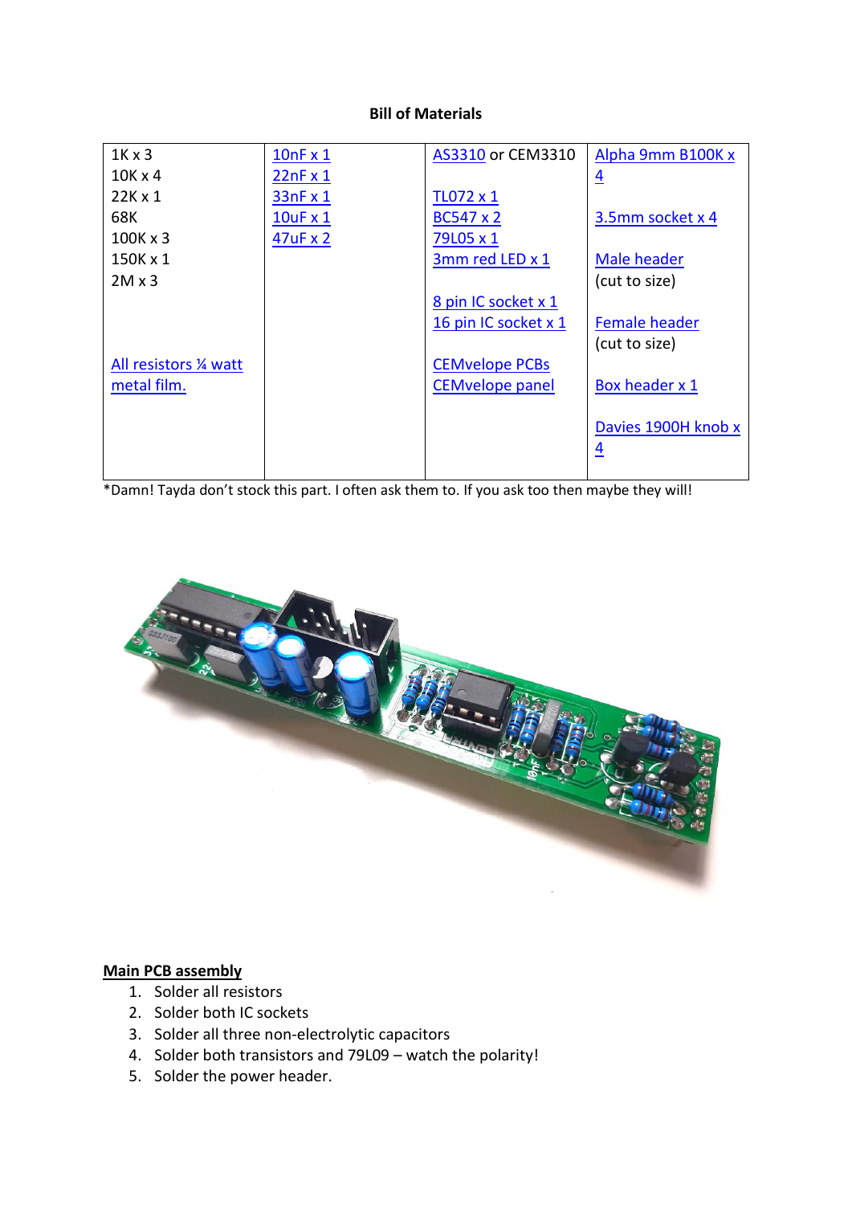**Bill of Materials**

| | | | |
|---|---|---|---|
| 1K x 3<br>10K x 4<br>22K x 1<br>68K<br>100K x 3<br>150K x 1<br>2M x 3<br><br>All resistors ¼ watt metal film. | 10nF x 1<br>22nF x 1<br>33nF x 1<br>10uF x 1<br>47uF x 2 | AS3310 or CEM3310<br><br>TL072 x 1<br>BC547 x 2<br>79L05 x 1<br>3mm red LED x 1<br><br>8 pin IC socket x 1<br>16 pin IC socket x 1<br><br>CEMvelope PCBs<br>CEMvelope panel | Alpha 9mm B100K x 4<br><br>3.5mm socket x 4<br><br>Male header (cut to size)<br><br>Female header (cut to size)<br><br>Box header x 1<br><br>Davies 1900H knob x 4 |

*Damn! Tayda don't stock this part. I often ask them to. If you ask too then maybe they will!

## Main PCB assembly

1. Solder all resistors
2. Solder both IC sockets
3. Solder all three non-electrolytic capacitors
4. Solder both transistors and 79L09 – watch the polarity!
5. Solder the power header.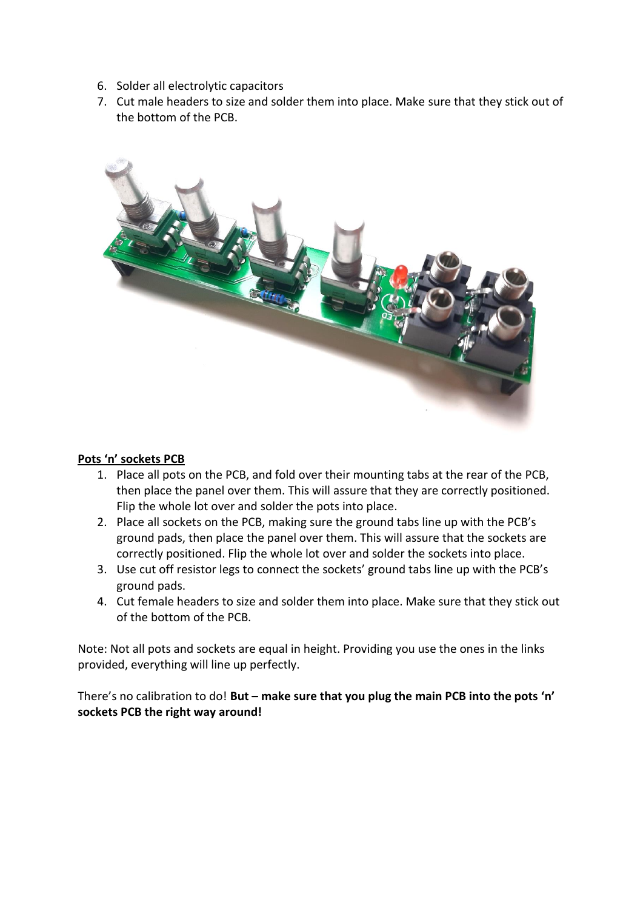6. Solder all electrolytic capacitors
7. Cut male headers to size and solder them into place. Make sure that they stick out of the bottom of the PCB.

**Pots 'n' sockets PCB**

1. Place all pots on the PCB, and fold over their mounting tabs at the rear of the PCB, then place the panel over them. This will assure that they are correctly positioned. Flip the whole lot over and solder the pots into place.
2. Place all sockets on the PCB, making sure the ground tabs line up with the PCB's ground pads, then place the panel over them. This will assure that the sockets are correctly positioned. Flip the whole lot over and solder the sockets into place.
3. Use cut off resistor legs to connect the sockets' ground tabs line up with the PCB's ground pads.
4. Cut female headers to size and solder them into place. Make sure that they stick out of the bottom of the PCB.

Note: Not all pots and sockets are equal in height. Providing you use the ones in the links provided, everything will line up perfectly.

There's no calibration to do! **But – make sure that you plug the main PCB into the pots 'n' sockets PCB the right way around!**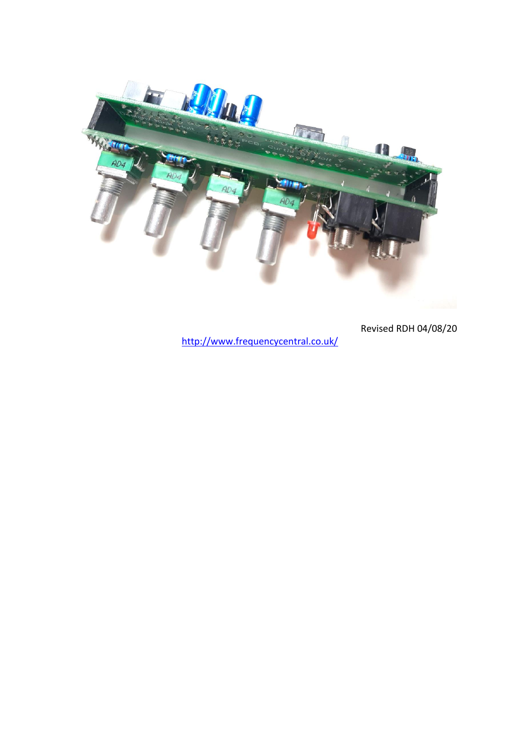Revised RDH 04/08/20

http://www.frequencycentral.co.uk/